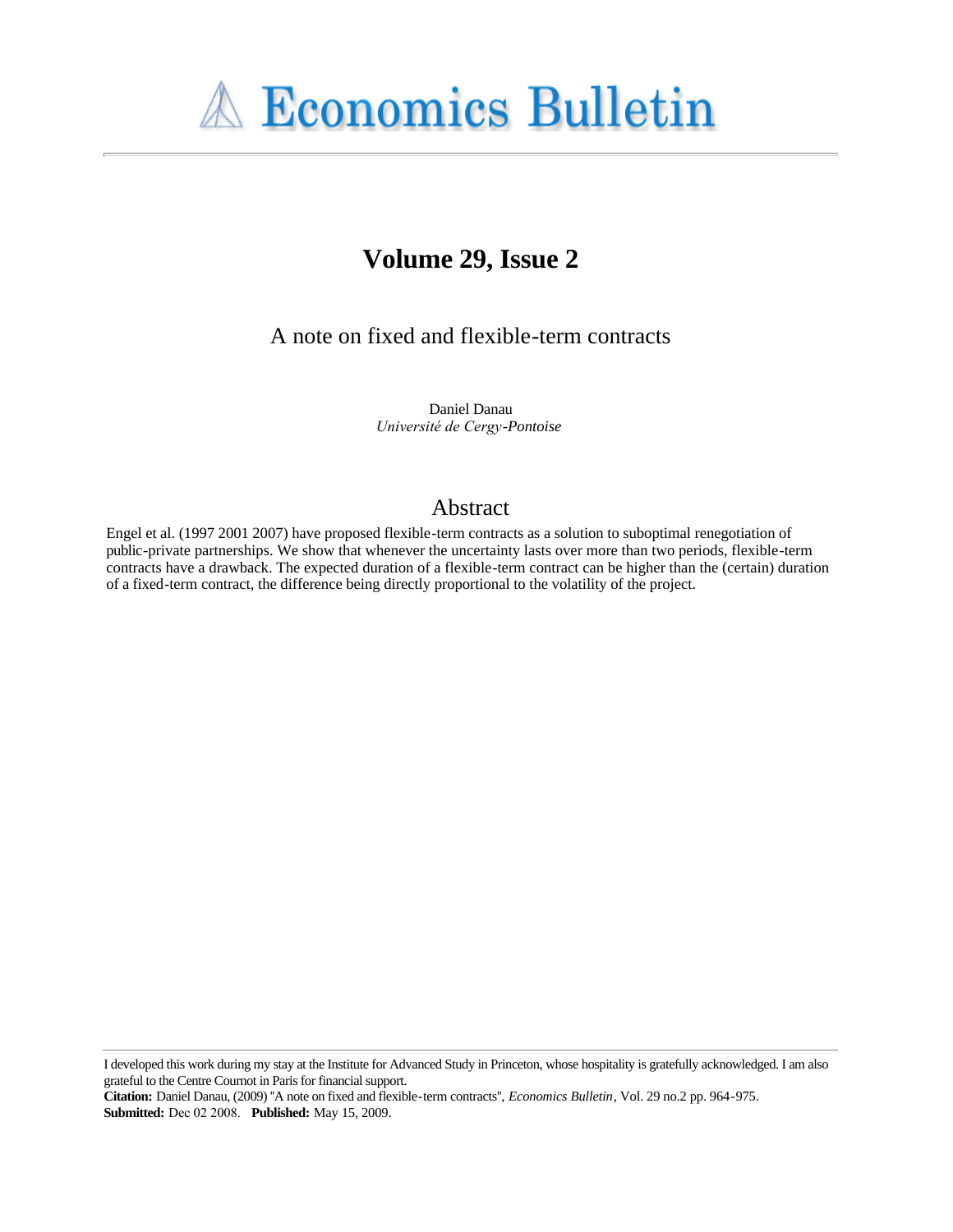# Economics Bulletin

## Volume 29, Issue 2

A note on fixed and flexible-term contracts

Daniel Danau
*Université de Cergy-Pontoise*

## Abstract

Engel et al. (1997 2001 2007) have proposed flexible-term contracts as a solution to suboptimal renegotiation of public-private partnerships. We show that whenever the uncertainty lasts over more than two periods, flexible-term contracts have a drawback. The expected duration of a flexible-term contract can be higher than the (certain) duration of a fixed-term contract, the difference being directly proportional to the volatility of the project.

I developed this work during my stay at the Institute for Advanced Study in Princeton, whose hospitality is gratefully acknowledged. I am also grateful to the Centre Cournot in Paris for financial support.

**Citation:** Daniel Danau, (2009) "A note on fixed and flexible-term contracts", *Economics Bulletin*, Vol. 29 no.2 pp. 964-975.
**Submitted:** Dec 02 2008. **Published:** May 15, 2009.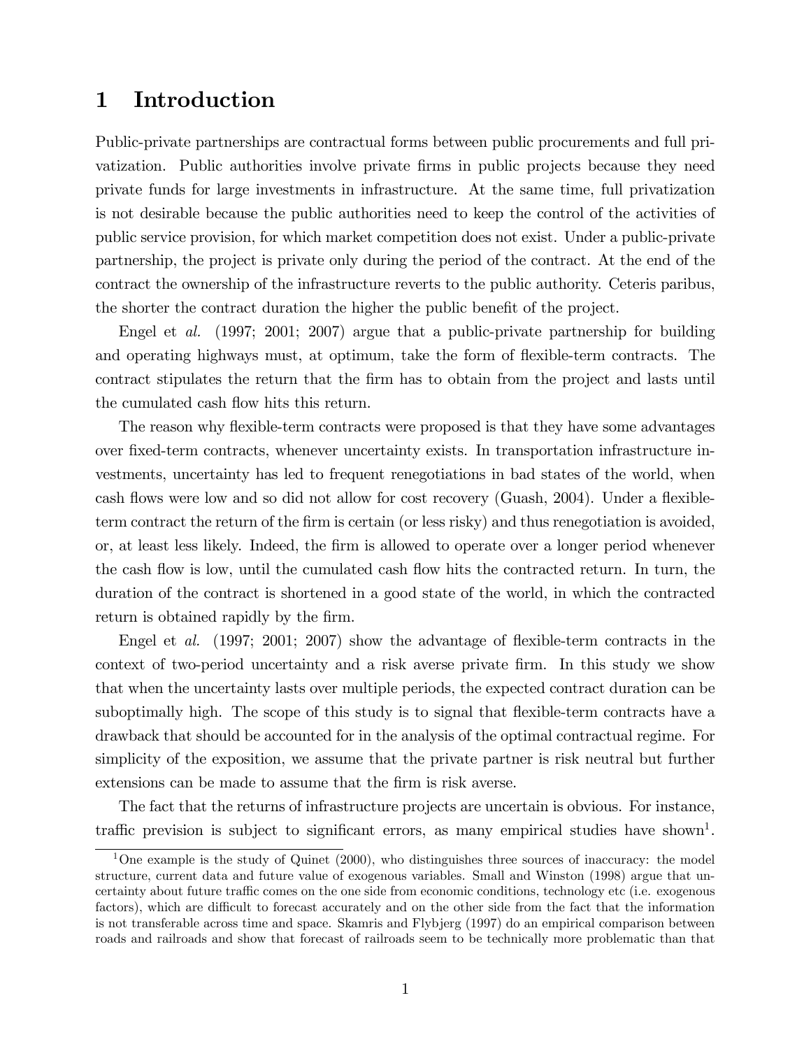# 1 Introduction

Public-private partnerships are contractual forms between public procurements and full privatization. Public authorities involve private firms in public projects because they need private funds for large investments in infrastructure. At the same time, full privatization is not desirable because the public authorities need to keep the control of the activities of public service provision, for which market competition does not exist. Under a public-private partnership, the project is private only during the period of the contract. At the end of the contract the ownership of the infrastructure reverts to the public authority. Ceteris paribus, the shorter the contract duration the higher the public benefit of the project.

Engel et *al.* (1997; 2001; 2007) argue that a public-private partnership for building and operating highways must, at optimum, take the form of flexible-term contracts. The contract stipulates the return that the firm has to obtain from the project and lasts until the cumulated cash flow hits this return.

The reason why flexible-term contracts were proposed is that they have some advantages over fixed-term contracts, whenever uncertainty exists. In transportation infrastructure investments, uncertainty has led to frequent renegotiations in bad states of the world, when cash flows were low and so did not allow for cost recovery (Guash, 2004). Under a flexible-term contract the return of the firm is certain (or less risky) and thus renegotiation is avoided, or, at least less likely. Indeed, the firm is allowed to operate over a longer period whenever the cash flow is low, until the cumulated cash flow hits the contracted return. In turn, the duration of the contract is shortened in a good state of the world, in which the contracted return is obtained rapidly by the firm.

Engel et *al.* (1997; 2001; 2007) show the advantage of flexible-term contracts in the context of two-period uncertainty and a risk averse private firm. In this study we show that when the uncertainty lasts over multiple periods, the expected contract duration can be suboptimally high. The scope of this study is to signal that flexible-term contracts have a drawback that should be accounted for in the analysis of the optimal contractual regime. For simplicity of the exposition, we assume that the private partner is risk neutral but further extensions can be made to assume that the firm is risk averse.

The fact that the returns of infrastructure projects are uncertain is obvious. For instance, traffic prevision is subject to significant errors, as many empirical studies have shown[1].

[1] One example is the study of Quinet (2000), who distinguishes three sources of inaccuracy: the model structure, current data and future value of exogenous variables. Small and Winston (1998) argue that uncertainty about future traffic comes on the one side from economic conditions, technology etc (i.e. exogenous factors), which are difficult to forecast accurately and on the other side from the fact that the information is not transferable across time and space. Skamris and Flybjerg (1997) do an empirical comparison between roads and railroads and show that forecast of railroads seem to be technically more problematic than that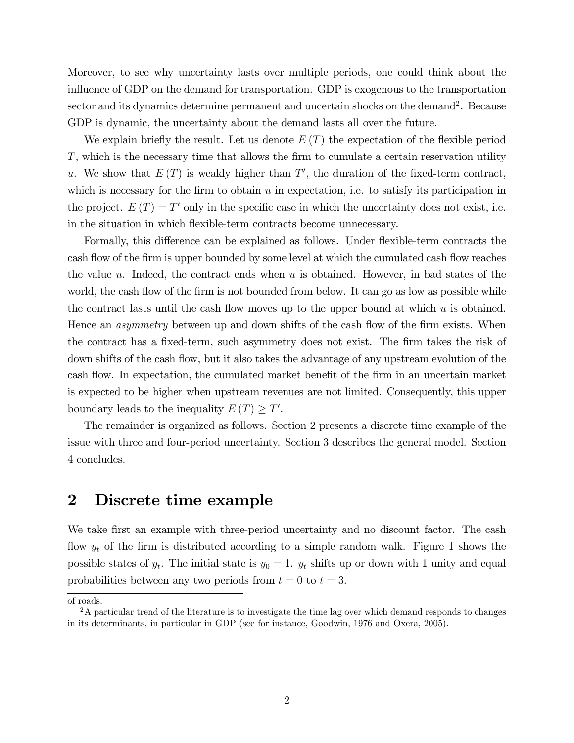Moreover, to see why uncertainty lasts over multiple periods, one could think about the influence of GDP on the demand for transportation. GDP is exogenous to the transportation sector and its dynamics determine permanent and uncertain shocks on the demand[2]. Because GDP is dynamic, the uncertainty about the demand lasts all over the future.

We explain briefly the result. Let us denote $E(T)$ the expectation of the flexible period $T$, which is the necessary time that allows the firm to cumulate a certain reservation utility $u$. We show that $E(T)$ is weakly higher than $T'$, the duration of the fixed-term contract, which is necessary for the firm to obtain $u$ in expectation, i.e. to satisfy its participation in the project. $E(T) = T'$ only in the specific case in which the uncertainty does not exist, i.e. in the situation in which flexible-term contracts become unnecessary.

Formally, this difference can be explained as follows. Under flexible-term contracts the cash flow of the firm is upper bounded by some level at which the cumulated cash flow reaches the value $u$. Indeed, the contract ends when $u$ is obtained. However, in bad states of the world, the cash flow of the firm is not bounded from below. It can go as low as possible while the contract lasts until the cash flow moves up to the upper bound at which $u$ is obtained. Hence an *asymmetry* between up and down shifts of the cash flow of the firm exists. When the contract has a fixed-term, such asymmetry does not exist. The firm takes the risk of down shifts of the cash flow, but it also takes the advantage of any upstream evolution of the cash flow. In expectation, the cumulated market benefit of the firm in an uncertain market is expected to be higher when upstream revenues are not limited. Consequently, this upper boundary leads to the inequality $E(T) \geq T'$.

The remainder is organized as follows. Section 2 presents a discrete time example of the issue with three and four-period uncertainty. Section 3 describes the general model. Section 4 concludes.

## 2 Discrete time example

We take first an example with three-period uncertainty and no discount factor. The cash flow $y_t$ of the firm is distributed according to a simple random walk. Figure 1 shows the possible states of $y_t$. The initial state is $y_0 = 1$. $y_t$ shifts up or down with 1 unity and equal probabilities between any two periods from $t = 0$ to $t = 3$.

of roads.

[2]A particular trend of the literature is to investigate the time lag over which demand responds to changes in its determinants, in particular in GDP (see for instance, Goodwin, 1976 and Oxera, 2005).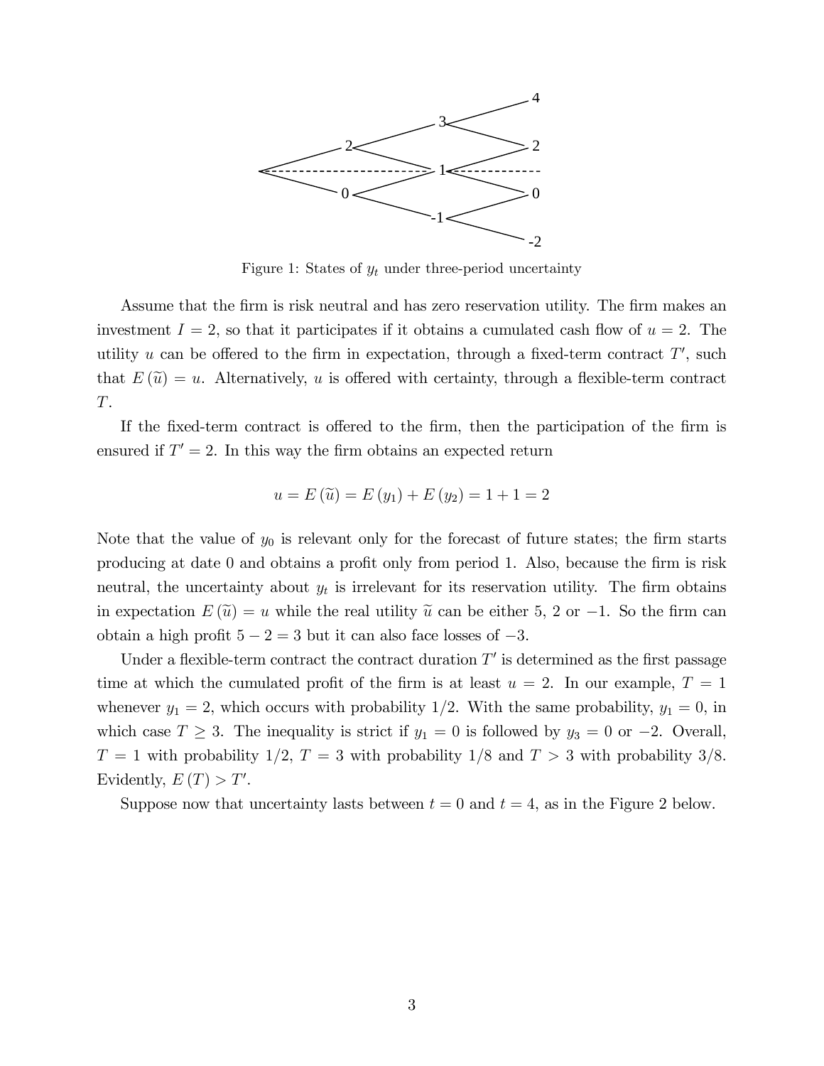Figure 1: States of $y_t$ under three-period uncertainty

Assume that the firm is risk neutral and has zero reservation utility. The firm makes an investment $I = 2$, so that it participates if it obtains a cumulated cash flow of $u = 2$. The utility $u$ can be offered to the firm in expectation, through a fixed-term contract $T'$, such that $E(\widetilde{u}) = u$. Alternatively, $u$ is offered with certainty, through a flexible-term contract $T$.

If the fixed-term contract is offered to the firm, then the participation of the firm is ensured if $T' = 2$. In this way the firm obtains an expected return

$$u = E(\widetilde{u}) = E(y_1) + E(y_2) = 1 + 1 = 2$$

Note that the value of $y_0$ is relevant only for the forecast of future states; the firm starts producing at date 0 and obtains a profit only from period 1. Also, because the firm is risk neutral, the uncertainty about $y_t$ is irrelevant for its reservation utility. The firm obtains in expectation $E(\widetilde{u}) = u$ while the real utility $\widetilde{u}$ can be either 5, 2 or $-1$. So the firm can obtain a high profit $5 - 2 = 3$ but it can also face losses of $-3$.

Under a flexible-term contract the contract duration $T'$ is determined as the first passage time at which the cumulated profit of the firm is at least $u = 2$. In our example, $T = 1$ whenever $y_1 = 2$, which occurs with probability $1/2$. With the same probability, $y_1 = 0$, in which case $T \geq 3$. The inequality is strict if $y_1 = 0$ is followed by $y_3 = 0$ or $-2$. Overall, $T = 1$ with probability $1/2$, $T = 3$ with probability $1/8$ and $T > 3$ with probability $3/8$. Evidently, $E(T) > T'$.

Suppose now that uncertainty lasts between $t = 0$ and $t = 4$, as in the Figure 2 below.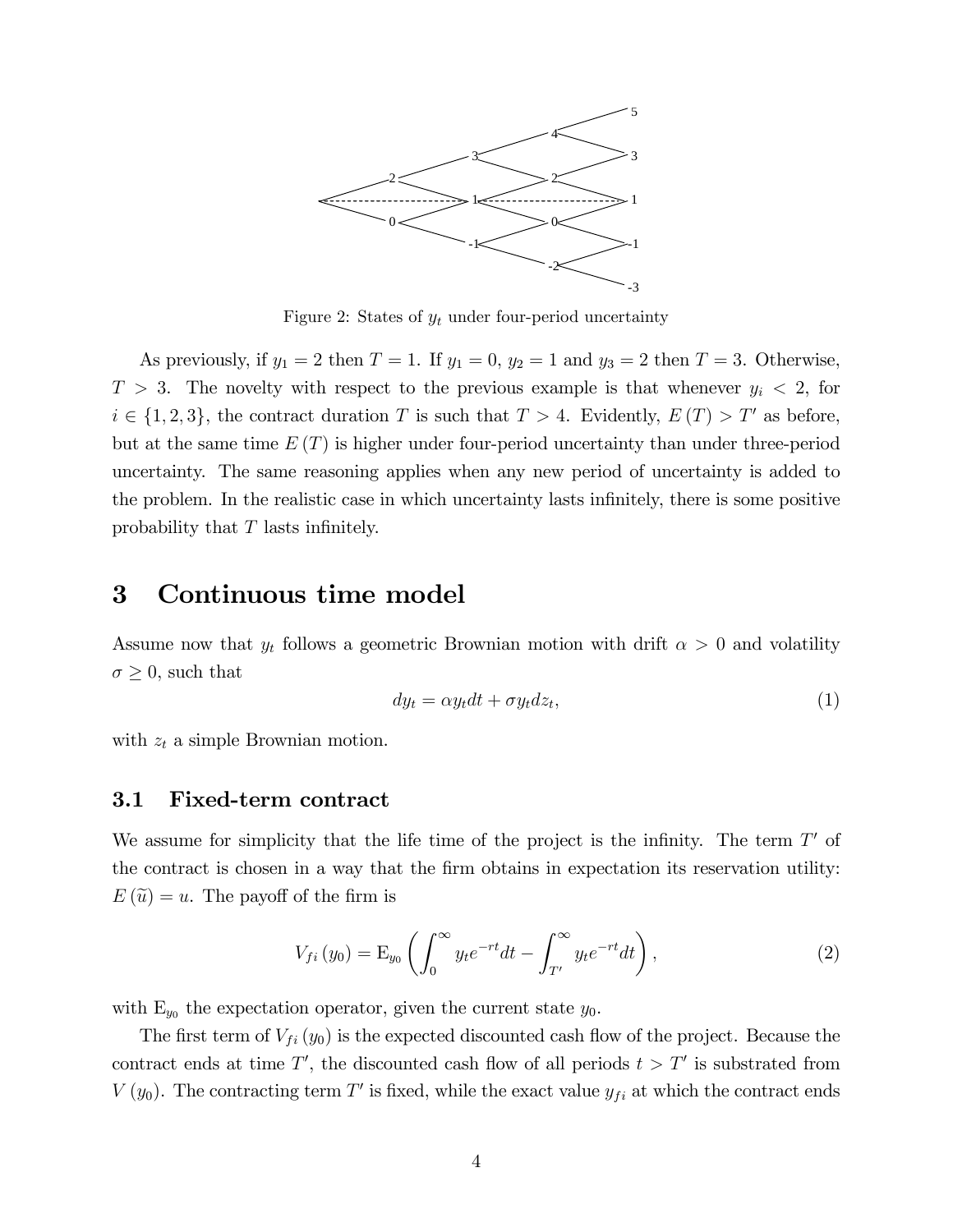Figure 2: States of $y_t$ under four-period uncertainty

As previously, if $y_1 = 2$ then $T = 1$. If $y_1 = 0$, $y_2 = 1$ and $y_3 = 2$ then $T = 3$. Otherwise, $T > 3$. The novelty with respect to the previous example is that whenever $y_i < 2$, for $i \in \{1, 2, 3\}$, the contract duration $T$ is such that $T > 4$. Evidently, $E(T) > T'$ as before, but at the same time $E(T)$ is higher under four-period uncertainty than under three-period uncertainty. The same reasoning applies when any new period of uncertainty is added to the problem. In the realistic case in which uncertainty lasts infinitely, there is some positive probability that $T$ lasts infinitely.

# 3 Continuous time model

Assume now that $y_t$ follows a geometric Brownian motion with drift $\alpha > 0$ and volatility $\sigma \geq 0$, such that

$$dy_t = \alpha y_t dt + \sigma y_t dz_t, \tag{1}$$

with $z_t$ a simple Brownian motion.

## 3.1 Fixed-term contract

We assume for simplicity that the life time of the project is the infinity. The term $T'$ of the contract is chosen in a way that the firm obtains in expectation its reservation utility: $E(\widetilde{u}) = u$. The payoff of the firm is

$$V_{fi}(y_0) = \mathrm{E}_{y_0}\left(\int_0^\infty y_t e^{-rt} dt - \int_{T'}^\infty y_t e^{-rt} dt\right), \tag{2}$$

with $\mathrm{E}_{y_0}$ the expectation operator, given the current state $y_0$.

The first term of $V_{fi}(y_0)$ is the expected discounted cash flow of the project. Because the contract ends at time $T'$, the discounted cash flow of all periods $t > T'$ is substrated from $V(y_0)$. The contracting term $T'$ is fixed, while the exact value $y_{fi}$ at which the contract ends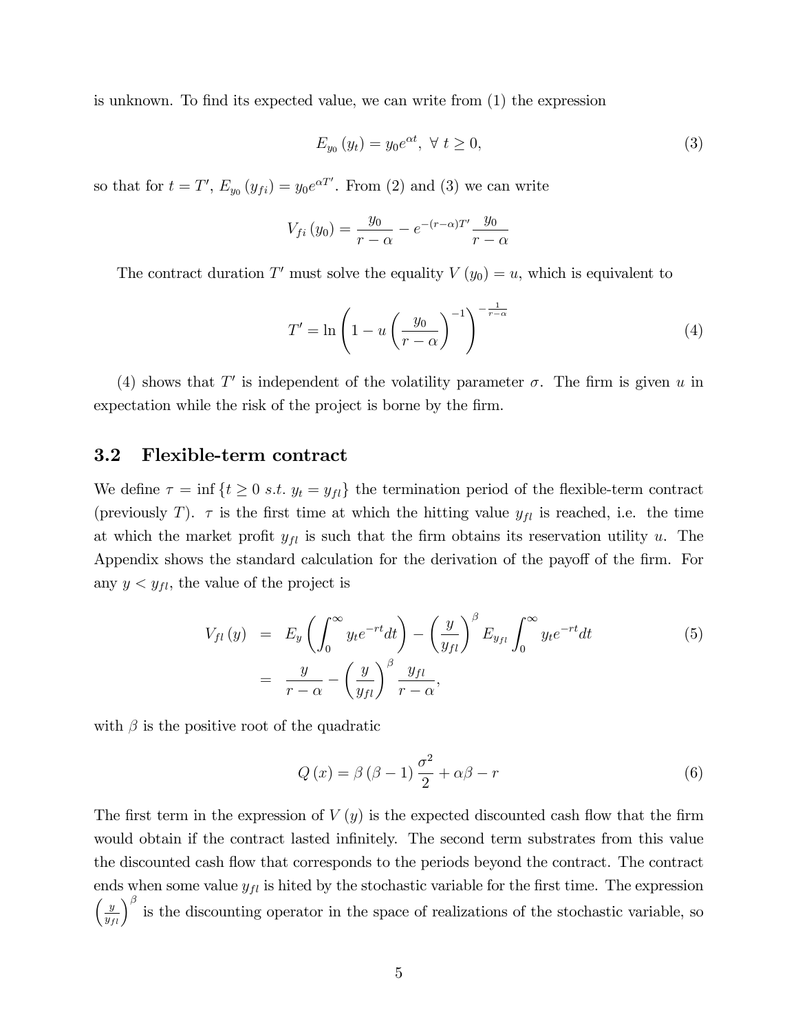is unknown. To find its expected value, we can write from (1) the expression

$$E_{y_0}(y_t) = y_0 e^{\alpha t},\ \forall\ t \geq 0, \tag{3}$$

so that for $t = T'$, $E_{y_0}(y_{fi}) = y_0 e^{\alpha T'}$. From (2) and (3) we can write

$$V_{fi}(y_0) = \frac{y_0}{r-\alpha} - e^{-(r-\alpha)T'} \frac{y_0}{r-\alpha}$$

The contract duration $T'$ must solve the equality $V(y_0) = u$, which is equivalent to

$$T' = \ln\left(1 - u\left(\frac{y_0}{r-\alpha}\right)^{-1}\right)^{-\frac{1}{r-\alpha}} \tag{4}$$

(4) shows that $T'$ is independent of the volatility parameter $\sigma$. The firm is given $u$ in expectation while the risk of the project is borne by the firm.

## 3.2 Flexible-term contract

We define $\tau = \inf\{t \geq 0\ s.t.\ y_t = y_{fl}\}$ the termination period of the flexible-term contract (previously $T$). $\tau$ is the first time at which the hitting value $y_{fl}$ is reached, i.e. the time at which the market profit $y_{fl}$ is such that the firm obtains its reservation utility $u$. The Appendix shows the standard calculation for the derivation of the payoff of the firm. For any $y < y_{fl}$, the value of the project is

$$\begin{aligned} V_{fl}(y) &= E_y\left(\int_0^\infty y_t e^{-rt} dt\right) - \left(\frac{y}{y_{fl}}\right)^\beta E_{y_{fl}} \int_0^\infty y_t e^{-rt} dt \\ &= \frac{y}{r-\alpha} - \left(\frac{y}{y_{fl}}\right)^\beta \frac{y_{fl}}{r-\alpha}, \end{aligned} \tag{5}$$

with $\beta$ is the positive root of the quadratic

$$Q(x) = \beta(\beta-1)\frac{\sigma^2}{2} + \alpha\beta - r \tag{6}$$

The first term in the expression of $V(y)$ is the expected discounted cash flow that the firm would obtain if the contract lasted infinitely. The second term substrates from this value the discounted cash flow that corresponds to the periods beyond the contract. The contract ends when some value $y_{fl}$ is hited by the stochastic variable for the first time. The expression $\left(\frac{y}{y_{fl}}\right)^\beta$ is the discounting operator in the space of realizations of the stochastic variable, so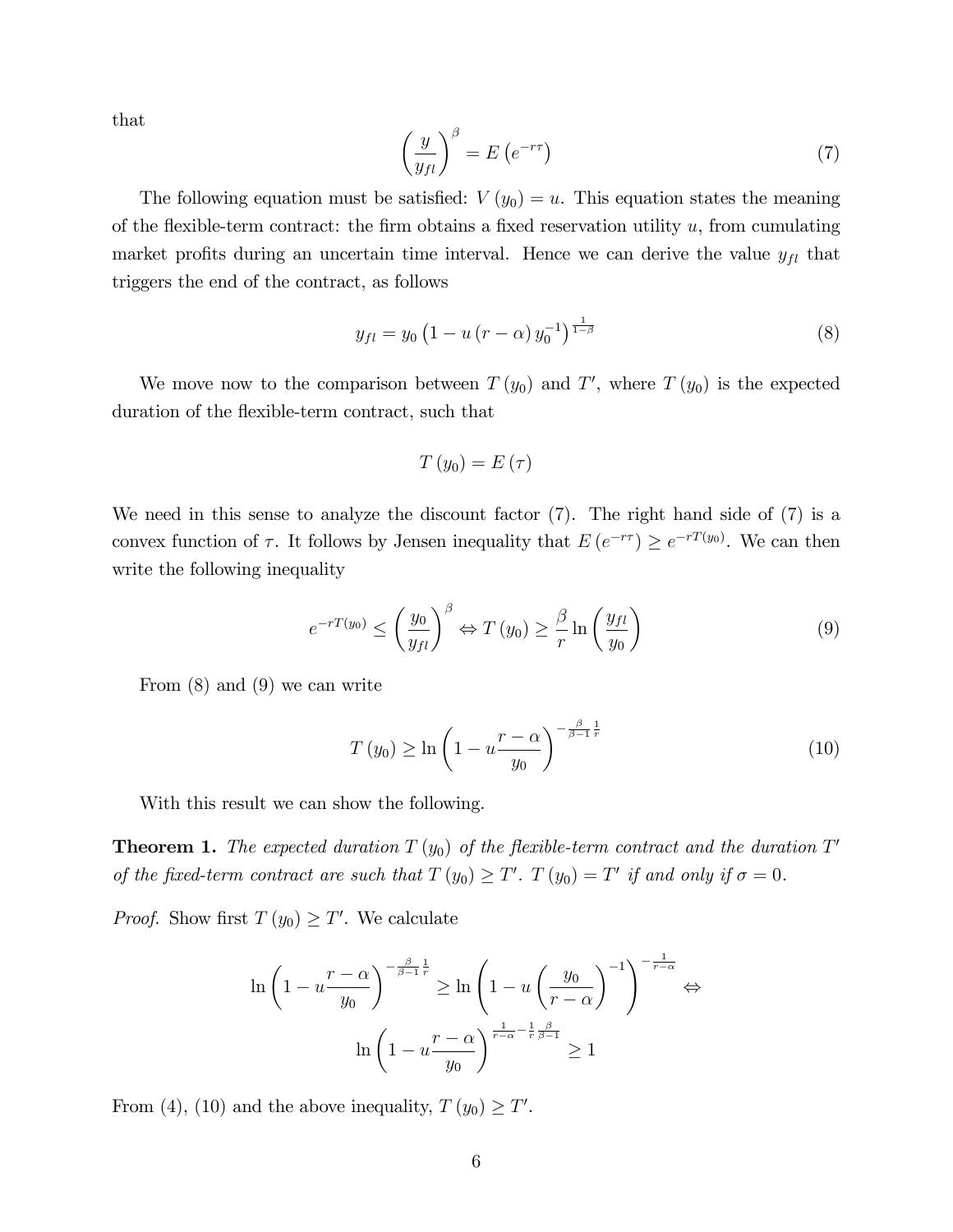that

$$\left(\frac{y}{y_{fl}}\right)^{\beta} = E\left(e^{-r\tau}\right) \tag{7}$$

The following equation must be satisfied: $V(y_0) = u$. This equation states the meaning of the flexible-term contract: the firm obtains a fixed reservation utility $u$, from cumulating market profits during an uncertain time interval. Hence we can derive the value $y_{fl}$ that triggers the end of the contract, as follows

$$y_{fl} = y_0 \left(1 - u(r-\alpha) y_0^{-1}\right)^{\frac{1}{1-\beta}} \tag{8}$$

We move now to the comparison between $T(y_0)$ and $T'$, where $T(y_0)$ is the expected duration of the flexible-term contract, such that

$$T(y_0) = E(\tau)$$

We need in this sense to analyze the discount factor (7). The right hand side of (7) is a convex function of $\tau$. It follows by Jensen inequality that $E\left(e^{-r\tau}\right) \geq e^{-rT(y_0)}$. We can then write the following inequality

$$e^{-rT(y_0)} \leq \left(\frac{y_0}{y_{fl}}\right)^{\beta} \Leftrightarrow T(y_0) \geq \frac{\beta}{r} \ln\left(\frac{y_{fl}}{y_0}\right) \tag{9}$$

From (8) and (9) we can write

$$T(y_0) \geq \ln\left(1 - u\frac{r-\alpha}{y_0}\right)^{-\frac{\beta}{\beta-1}\frac{1}{r}} \tag{10}$$

With this result we can show the following.

**Theorem 1.** *The expected duration $T(y_0)$ of the flexible-term contract and the duration $T'$ of the fixed-term contract are such that $T(y_0) \geq T'$. $T(y_0) = T'$ if and only if $\sigma = 0$.*

*Proof.* Show first $T(y_0) \geq T'$. We calculate

$$\ln\left(1 - u\frac{r-\alpha}{y_0}\right)^{-\frac{\beta}{\beta-1}\frac{1}{r}} \geq \ln\left(1 - u\left(\frac{y_0}{r-\alpha}\right)^{-1}\right)^{-\frac{1}{r-\alpha}} \Leftrightarrow$$

$$\ln\left(1 - u\frac{r-\alpha}{y_0}\right)^{\frac{1}{r-\alpha} - \frac{1}{r}\frac{\beta}{\beta-1}} \geq 1$$

From (4), (10) and the above inequality, $T(y_0) \geq T'$.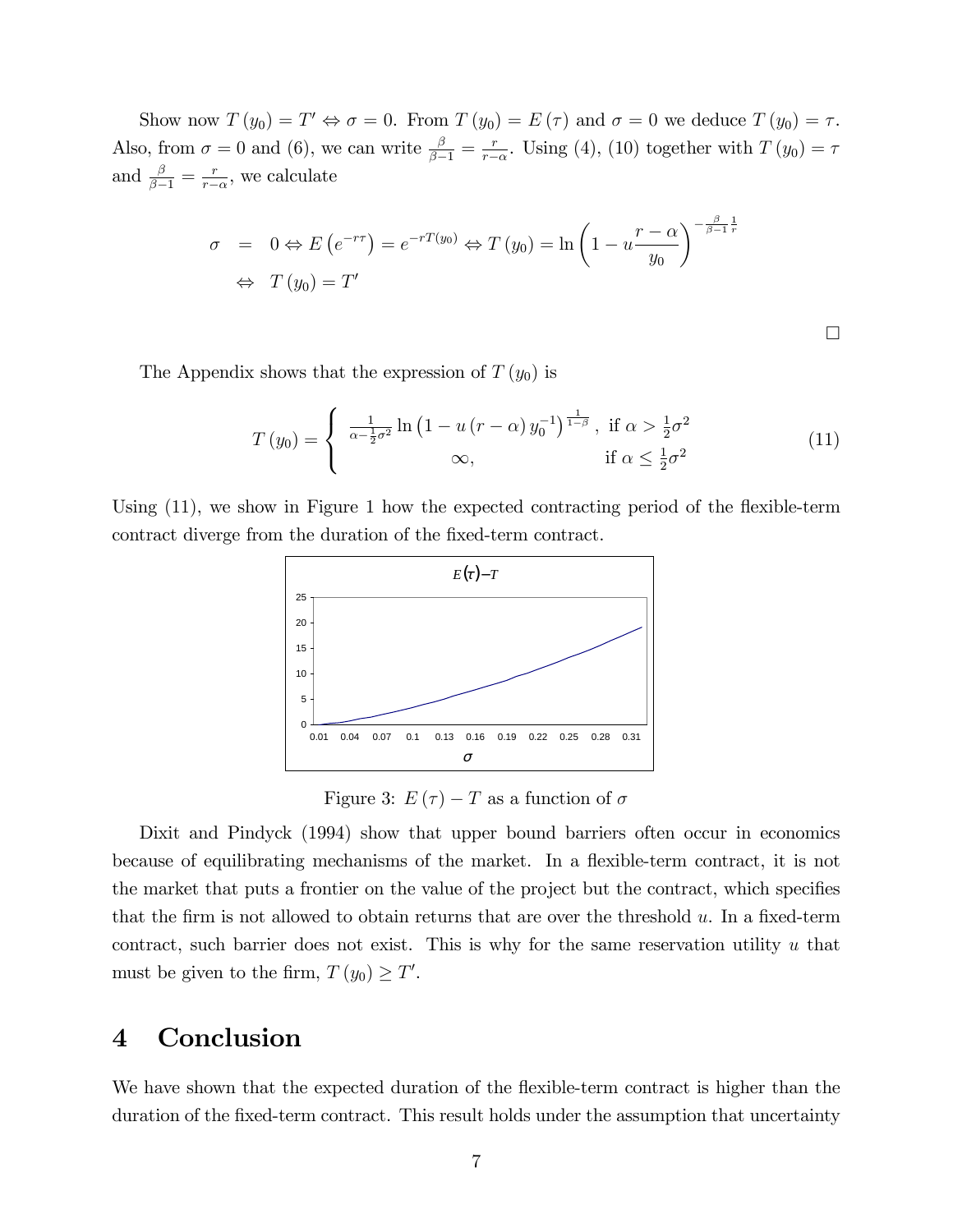Show now $T(y_0) = T' \Leftrightarrow \sigma = 0$. From $T(y_0) = E(\tau)$ and $\sigma = 0$ we deduce $T(y_0) = \tau$. Also, from $\sigma = 0$ and (6), we can write $\frac{\beta}{\beta-1} = \frac{r}{r-\alpha}$. Using (4), (10) together with $T(y_0) = \tau$ and $\frac{\beta}{\beta-1} = \frac{r}{r-\alpha}$, we calculate

$$
\begin{aligned}
\sigma &= 0 \Leftrightarrow E\left(e^{-r\tau}\right) = e^{-rT(y_0)} \Leftrightarrow T(y_0) = \ln\left(1 - u\frac{r-\alpha}{y_0}\right)^{-\frac{\beta}{\beta-1}\frac{1}{r}} \\
&\Leftrightarrow T(y_0) = T'
\end{aligned}
$$

□

The Appendix shows that the expression of $T(y_0)$ is

$$
T(y_0) = \begin{cases} \frac{1}{\alpha - \frac{1}{2}\sigma^2} \ln\left(1 - u(r-\alpha)y_0^{-1}\right)^{\frac{1}{1-\beta}}, & \text{if } \alpha > \frac{1}{2}\sigma^2 \\ \infty, & \text{if } \alpha \leq \frac{1}{2}\sigma^2 \end{cases} \tag{11}
$$

Using (11), we show in Figure 1 how the expected contracting period of the flexible-term contract diverge from the duration of the fixed-term contract.

Figure 3: $E(\tau) - T$ as a function of $\sigma$

Dixit and Pindyck (1994) show that upper bound barriers often occur in economics because of equilibrating mechanisms of the market. In a flexible-term contract, it is not the market that puts a frontier on the value of the project but the contract, which specifies that the firm is not allowed to obtain returns that are over the threshold $u$. In a fixed-term contract, such barrier does not exist. This is why for the same reservation utility $u$ that must be given to the firm, $T(y_0) \geq T'$.

# 4 Conclusion

We have shown that the expected duration of the flexible-term contract is higher than the duration of the fixed-term contract. This result holds under the assumption that uncertainty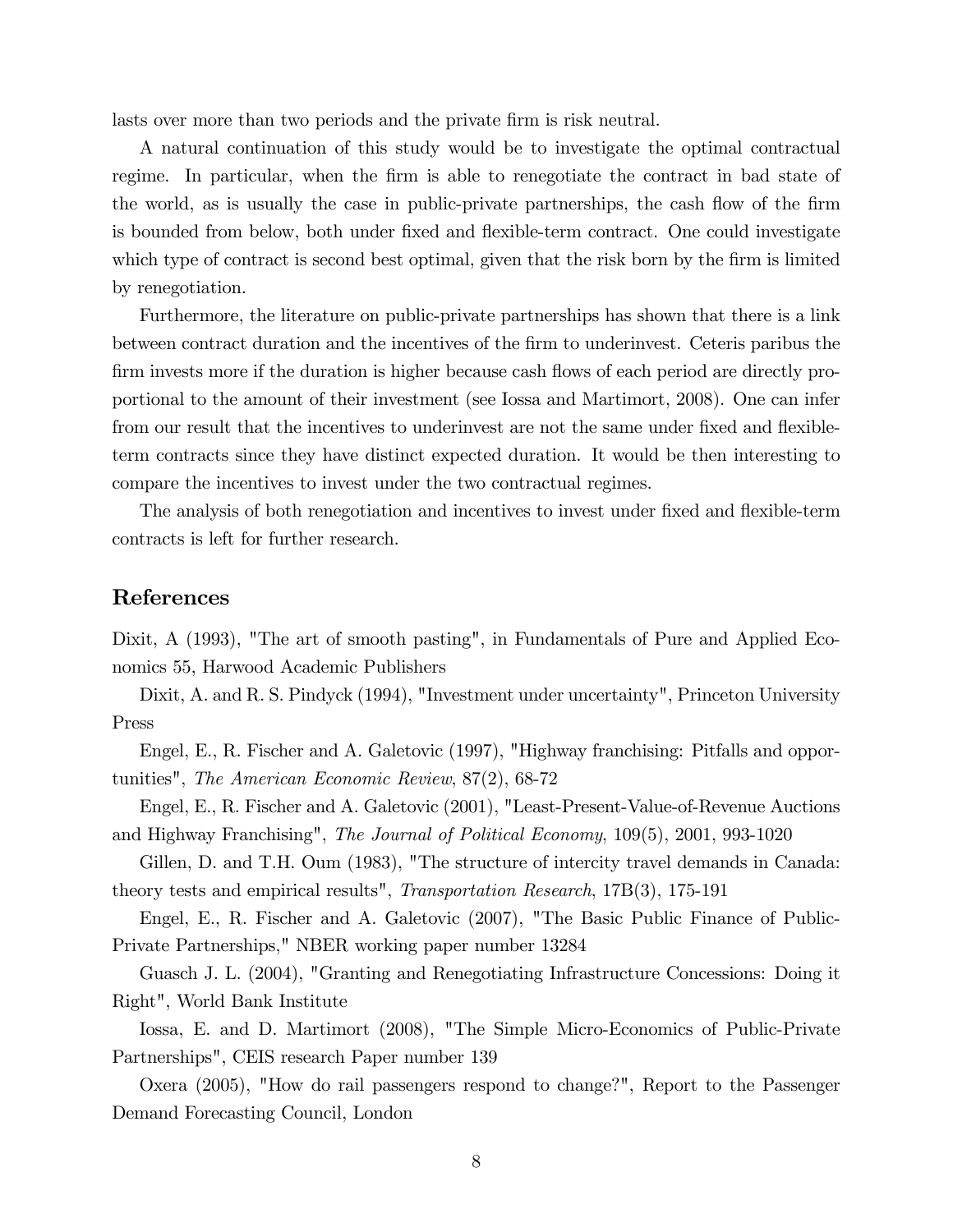lasts over more than two periods and the private firm is risk neutral.

A natural continuation of this study would be to investigate the optimal contractual regime. In particular, when the firm is able to renegotiate the contract in bad state of the world, as is usually the case in public-private partnerships, the cash flow of the firm is bounded from below, both under fixed and flexible-term contract. One could investigate which type of contract is second best optimal, given that the risk born by the firm is limited by renegotiation.

Furthermore, the literature on public-private partnerships has shown that there is a link between contract duration and the incentives of the firm to underinvest. Ceteris paribus the firm invests more if the duration is higher because cash flows of each period are directly proportional to the amount of their investment (see Iossa and Martimort, 2008). One can infer from our result that the incentives to underinvest are not the same under fixed and flexible-term contracts since they have distinct expected duration. It would be then interesting to compare the incentives to invest under the two contractual regimes.

The analysis of both renegotiation and incentives to invest under fixed and flexible-term contracts is left for further research.

## References

Dixit, A (1993), "The art of smooth pasting", in Fundamentals of Pure and Applied Economics 55, Harwood Academic Publishers

Dixit, A. and R. S. Pindyck (1994), "Investment under uncertainty", Princeton University Press

Engel, E., R. Fischer and A. Galetovic (1997), "Highway franchising: Pitfalls and opportunities", *The American Economic Review*, 87(2), 68-72

Engel, E., R. Fischer and A. Galetovic (2001), "Least-Present-Value-of-Revenue Auctions and Highway Franchising", *The Journal of Political Economy*, 109(5), 2001, 993-1020

Gillen, D. and T.H. Oum (1983), "The structure of intercity travel demands in Canada: theory tests and empirical results", *Transportation Research*, 17B(3), 175-191

Engel, E., R. Fischer and A. Galetovic (2007), "The Basic Public Finance of Public-Private Partnerships," NBER working paper number 13284

Guasch J. L. (2004), "Granting and Renegotiating Infrastructure Concessions: Doing it Right", World Bank Institute

Iossa, E. and D. Martimort (2008), "The Simple Micro-Economics of Public-Private Partnerships", CEIS research Paper number 139

Oxera (2005), "How do rail passengers respond to change?", Report to the Passenger Demand Forecasting Council, London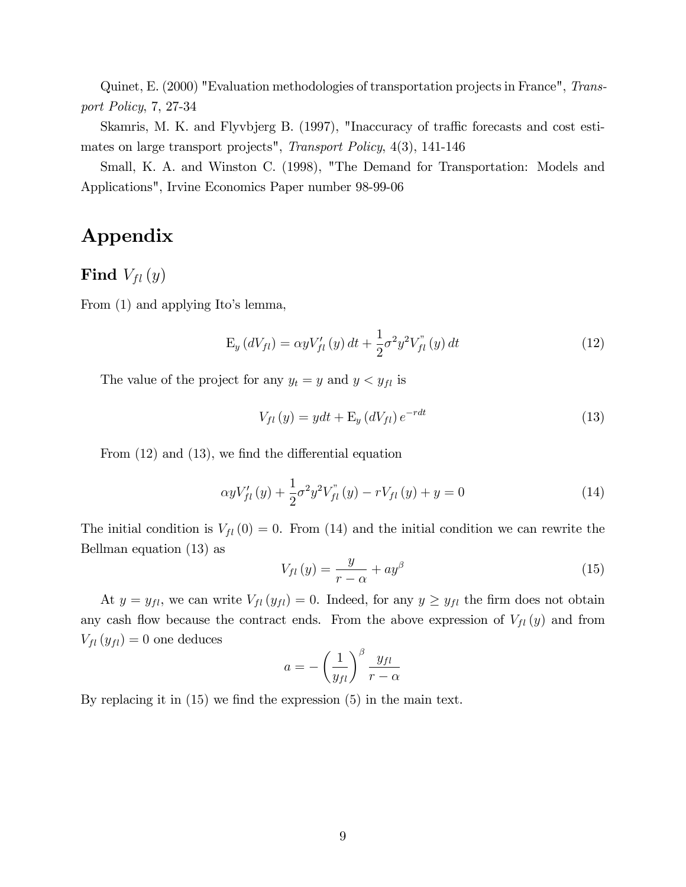Quinet, E. (2000) "Evaluation methodologies of transportation projects in France", *Transport Policy*, 7, 27-34

Skamris, M. K. and Flyvbjerg B. (1997), "Inaccuracy of traffic forecasts and cost estimates on large transport projects", *Transport Policy*, 4(3), 141-146

Small, K. A. and Winston C. (1998), "The Demand for Transportation: Models and Applications", Irvine Economics Paper number 98-99-06

# Appendix

## Find $V_{fl}(y)$

From (1) and applying Ito's lemma,

$$\mathrm{E}_y(dV_{fl}) = \alpha y V'_{fl}(y)\,dt + \frac{1}{2}\sigma^2 y^2 V''_{fl}(y)\,dt \tag{12}$$

The value of the project for any $y_t = y$ and $y < y_{fl}$ is

$$V_{fl}(y) = y dt + \mathrm{E}_y(dV_{fl})\,e^{-rdt} \tag{13}$$

From (12) and (13), we find the differential equation

$$\alpha y V'_{fl}(y) + \frac{1}{2}\sigma^2 y^2 V''_{fl}(y) - rV_{fl}(y) + y = 0 \tag{14}$$

The initial condition is $V_{fl}(0) = 0$. From (14) and the initial condition we can rewrite the Bellman equation (13) as

$$V_{fl}(y) = \frac{y}{r-\alpha} + a y^{\beta} \tag{15}$$

At $y = y_{fl}$, we can write $V_{fl}(y_{fl}) = 0$. Indeed, for any $y \geq y_{fl}$ the firm does not obtain any cash flow because the contract ends. From the above expression of $V_{fl}(y)$ and from $V_{fl}(y_{fl}) = 0$ one deduces

$$a = -\left(\frac{1}{y_{fl}}\right)^{\beta} \frac{y_{fl}}{r-\alpha}$$

By replacing it in (15) we find the expression (5) in the main text.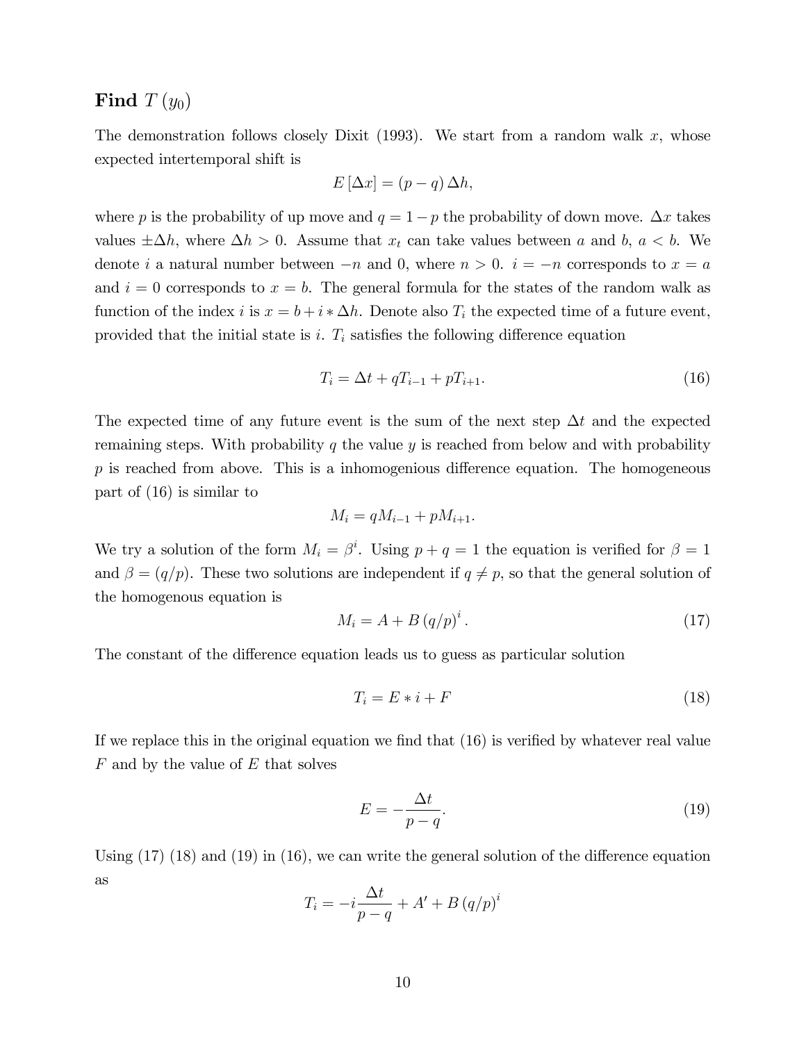## Find $T(y_0)$

The demonstration follows closely Dixit (1993). We start from a random walk $x$, whose expected intertemporal shift is

$$E[\Delta x] = (p - q)\,\Delta h,$$

where $p$ is the probability of up move and $q = 1 - p$ the probability of down move. $\Delta x$ takes values $\pm\Delta h$, where $\Delta h > 0$. Assume that $x_t$ can take values between $a$ and $b$, $a < b$. We denote $i$ a natural number between $-n$ and 0, where $n > 0$. $i = -n$ corresponds to $x = a$ and $i = 0$ corresponds to $x = b$. The general formula for the states of the random walk as function of the index $i$ is $x = b + i * \Delta h$. Denote also $T_i$ the expected time of a future event, provided that the initial state is $i$. $T_i$ satisfies the following difference equation

$$T_i = \Delta t + qT_{i-1} + pT_{i+1}. \tag{16}$$

The expected time of any future event is the sum of the next step $\Delta t$ and the expected remaining steps. With probability $q$ the value $y$ is reached from below and with probability $p$ is reached from above. This is a inhomogenious difference equation. The homogeneous part of (16) is similar to

$$M_i = qM_{i-1} + pM_{i+1}.$$

We try a solution of the form $M_i = \beta^i$. Using $p + q = 1$ the equation is verified for $\beta = 1$ and $\beta = (q/p)$. These two solutions are independent if $q \neq p$, so that the general solution of the homogenous equation is

$$M_i = A + B\,(q/p)^i. \tag{17}$$

The constant of the difference equation leads us to guess as particular solution

$$T_i = E * i + F \tag{18}$$

If we replace this in the original equation we find that (16) is verified by whatever real value $F$ and by the value of $E$ that solves

$$E = -\frac{\Delta t}{p - q}. \tag{19}$$

Using (17) (18) and (19) in (16), we can write the general solution of the difference equation as

$$T_i = -i\frac{\Delta t}{p - q} + A' + B\,(q/p)^i$$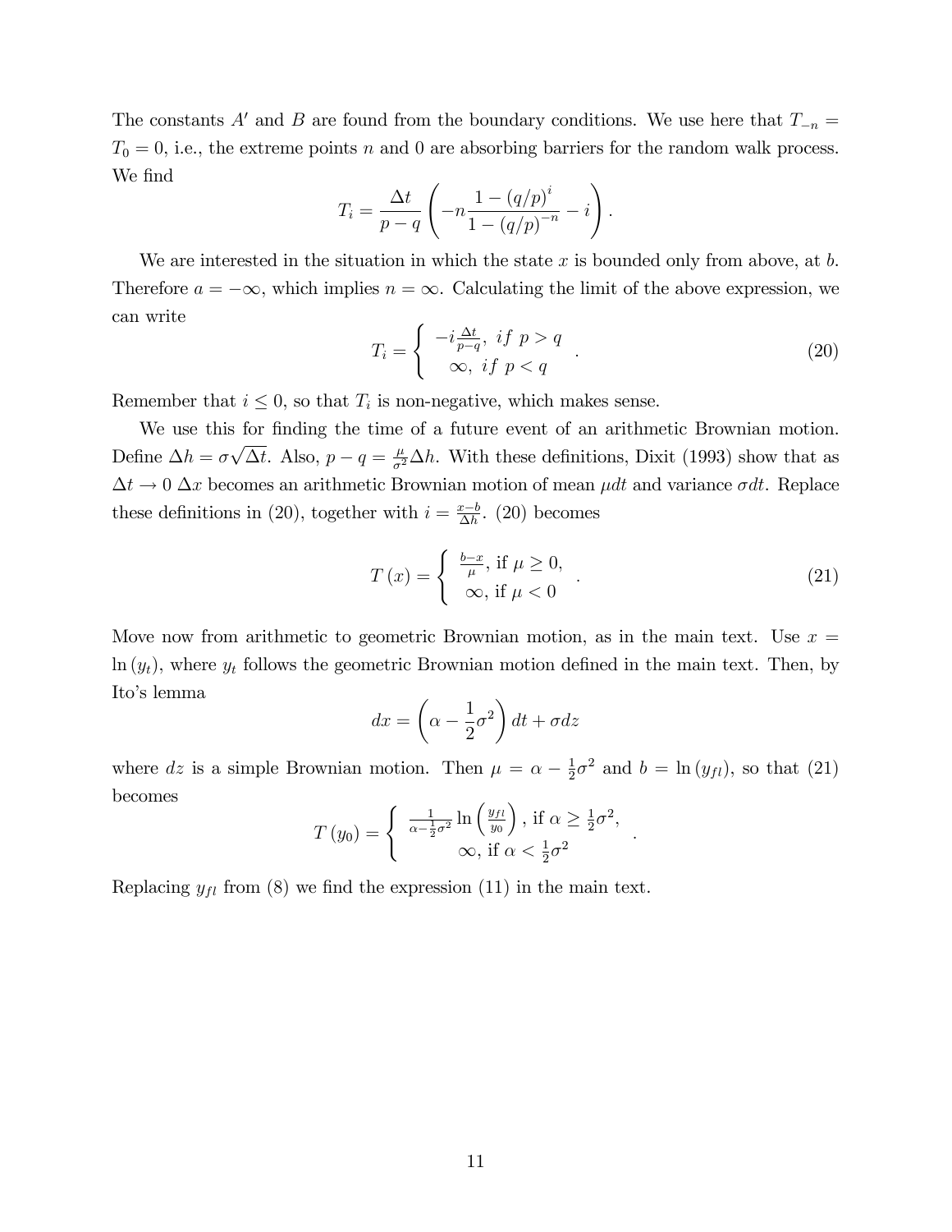The constants $A'$ and $B$ are found from the boundary conditions. We use here that $T_{-n} = T_0 = 0$, i.e., the extreme points $n$ and $0$ are absorbing barriers for the random walk process. We find

$$T_i = \frac{\Delta t}{p-q}\left(-n\frac{1-(q/p)^i}{1-(q/p)^{-n}} - i\right).$$

We are interested in the situation in which the state $x$ is bounded only from above, at $b$. Therefore $a = -\infty$, which implies $n = \infty$. Calculating the limit of the above expression, we can write

$$T_i = \begin{cases} -i\frac{\Delta t}{p-q}, \; if \; p > q \\ \infty, \; if \; p < q \end{cases}. \tag{20}$$

Remember that $i \leq 0$, so that $T_i$ is non-negative, which makes sense.

We use this for finding the time of a future event of an arithmetic Brownian motion. Define $\Delta h = \sigma\sqrt{\Delta t}$. Also, $p - q = \frac{\mu}{\sigma^2}\Delta h$. With these definitions, Dixit (1993) show that as $\Delta t \to 0$ $\Delta x$ becomes an arithmetic Brownian motion of mean $\mu dt$ and variance $\sigma dt$. Replace these definitions in (20), together with $i = \frac{x-b}{\Delta h}$. (20) becomes

$$T(x) = \begin{cases} \frac{b-x}{\mu}, \text{ if } \mu \geq 0, \\ \infty, \text{ if } \mu < 0 \end{cases}. \tag{21}$$

Move now from arithmetic to geometric Brownian motion, as in the main text. Use $x = \ln(y_t)$, where $y_t$ follows the geometric Brownian motion defined in the main text. Then, by Ito's lemma

$$dx = \left(\alpha - \frac{1}{2}\sigma^2\right)dt + \sigma dz$$

where $dz$ is a simple Brownian motion. Then $\mu = \alpha - \frac{1}{2}\sigma^2$ and $b = \ln(y_{fl})$, so that (21) becomes

$$T(y_0) = \begin{cases} \frac{1}{\alpha - \frac{1}{2}\sigma^2}\ln\left(\frac{y_{fl}}{y_0}\right), \text{ if } \alpha \geq \frac{1}{2}\sigma^2, \\ \infty, \text{ if } \alpha < \frac{1}{2}\sigma^2 \end{cases}.$$

Replacing $y_{fl}$ from (8) we find the expression (11) in the main text.